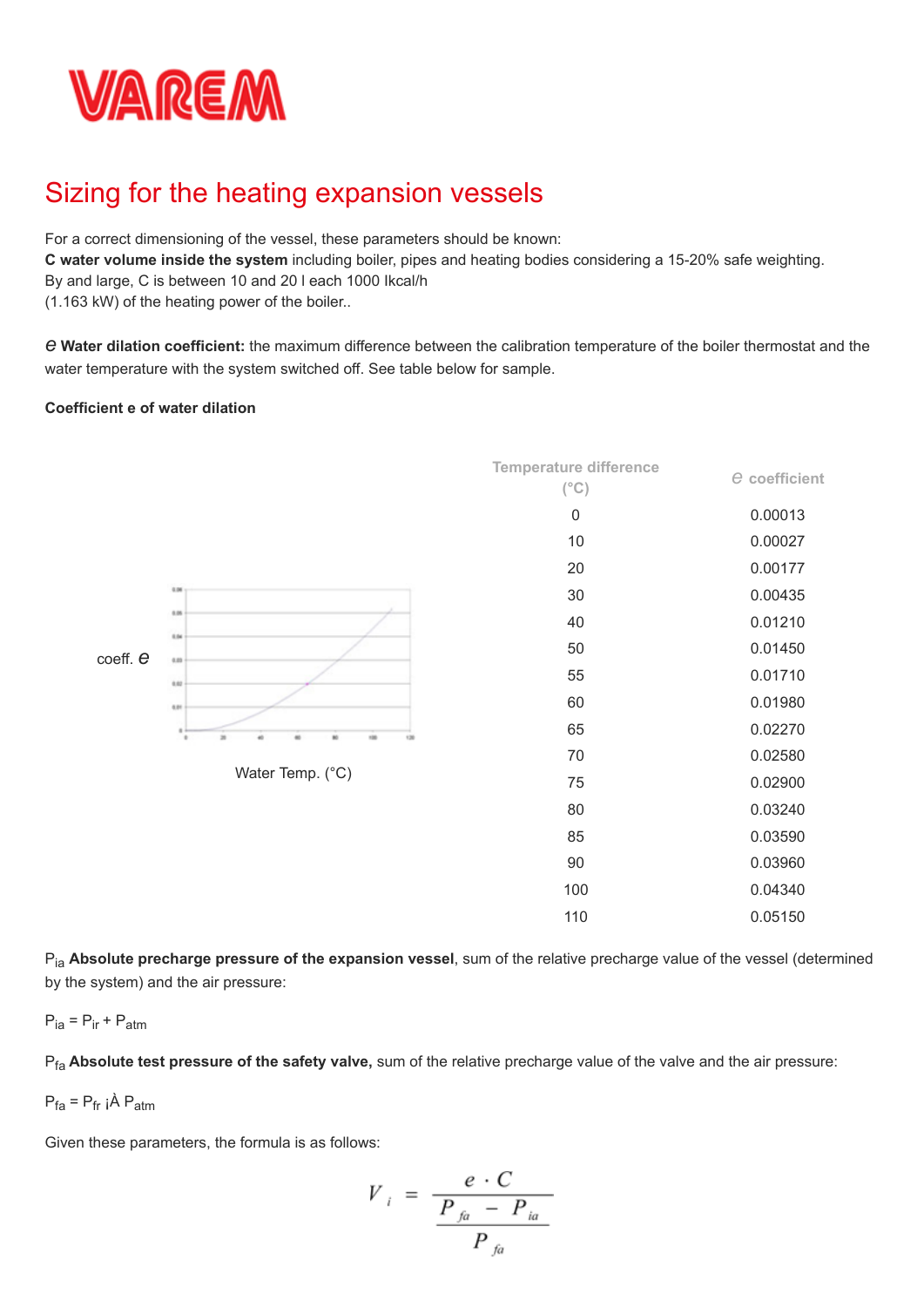VAREM

# Sizing for the heating expansion vessels

For a correct dimensioning of the vessel, these parameters should be known:
**C water volume inside the system** including boiler, pipes and heating bodies considering a 15-20% safe weighting.
By and large, C is between 10 and 20 l each 1000 Ikcal/h
(1.163 kW) of the heating power of the boiler..

*e* **Water dilation coefficient:** the maximum difference between the calibration temperature of the boiler thermostat and the water temperature with the system switched off. See table below for sample.

**Coefficient e of water dilation**

coeff. *e*

Water Temp. (°C)

| Temperature difference (°C) | *e* coefficient |
|---|---|
| 0 | 0.00013 |
| 10 | 0.00027 |
| 20 | 0.00177 |
| 30 | 0.00435 |
| 40 | 0.01210 |
| 50 | 0.01450 |
| 55 | 0.01710 |
| 60 | 0.01980 |
| 65 | 0.02270 |
| 70 | 0.02580 |
| 75 | 0.02900 |
| 80 | 0.03240 |
| 85 | 0.03590 |
| 90 | 0.03960 |
| 100 | 0.04340 |
| 110 | 0.05150 |

$P_{ia}$ **Absolute precharge pressure of the expansion vessel**, sum of the relative precharge value of the vessel (determined by the system) and the air pressure:

$P_{ia} = P_{ir} + P_{atm}$

$P_{fa}$ **Absolute test pressure of the safety valve,** sum of the relative precharge value of the valve and the air pressure:

$P_{fa} = P_{fr}$ ¡À $P_{atm}$

Given these parameters, the formula is as follows:

$$V_i = \frac{e \cdot C}{\dfrac{P_{fa} - P_{ia}}{P_{fa}}}$$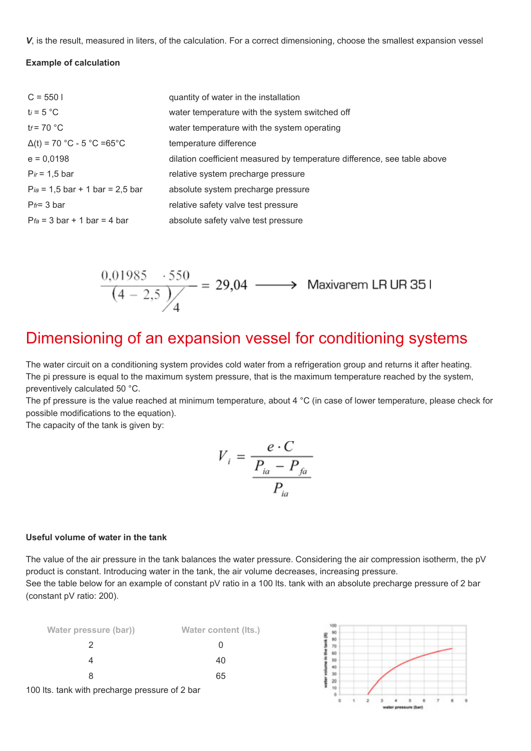***V***, is the result, measured in liters, of the calculation. For a correct dimensioning, choose the smallest expansion vessel

**Example of calculation**

| | |
|---|---|
| C = 550 l | quantity of water in the installation |
| $t_i$ = 5 °C | water temperature with the system switched off |
| $t_f$ = 70 °C | water temperature with the system operating |
| Δ(t) = 70 °C - 5 °C =65°C | temperature difference |
| e = 0,0198 | dilation coefficient measured by temperature difference, see table above |
| $P_{ir}$ = 1,5 bar | relative system precharge pressure |
| $P_{ia}$ = 1,5 bar + 1 bar = 2,5 bar | absolute system precharge pressure |
| $P_{fr}$= 3 bar | relative safety valve test pressure |
| $P_{fa}$ = 3 bar + 1 bar = 4 bar | absolute safety valve test pressure |

$$\frac{0{,}01985 \cdot 550}{(4-2{,}5)/4} = 29{,}04 \longrightarrow \text{Maxivarem LR UR 35 l}$$

# Dimensioning of an expansion vessel for conditioning systems

The water circuit on a conditioning system provides cold water from a refrigeration group and returns it after heating.
The pi pressure is equal to the maximum system pressure, that is the maximum temperature reached by the system, preventively calculated 50 °C.
The pf pressure is the value reached at minimum temperature, about 4 °C (in case of lower temperature, please check for possible modifications to the equation).
The capacity of the tank is given by:

$$V_i = \frac{e \cdot C}{\frac{P_{ia} - P_{fa}}{P_{ia}}}$$

**Useful volume of water in the tank**

The value of the air pressure in the tank balances the water pressure. Considering the air compression isotherm, the pV product is constant. Introducing water in the tank, the air volume decreases, increasing pressure.
See the table below for an example of constant pV ratio in a 100 lts. tank with an absolute precharge pressure of 2 bar (constant pV ratio: 200).

| Water pressure (bar)) | Water content (lts.) |
|---|---|
| 2 | 0 |
| 4 | 40 |
| 8 | 65 |

100 lts. tank with precharge pressure of 2 bar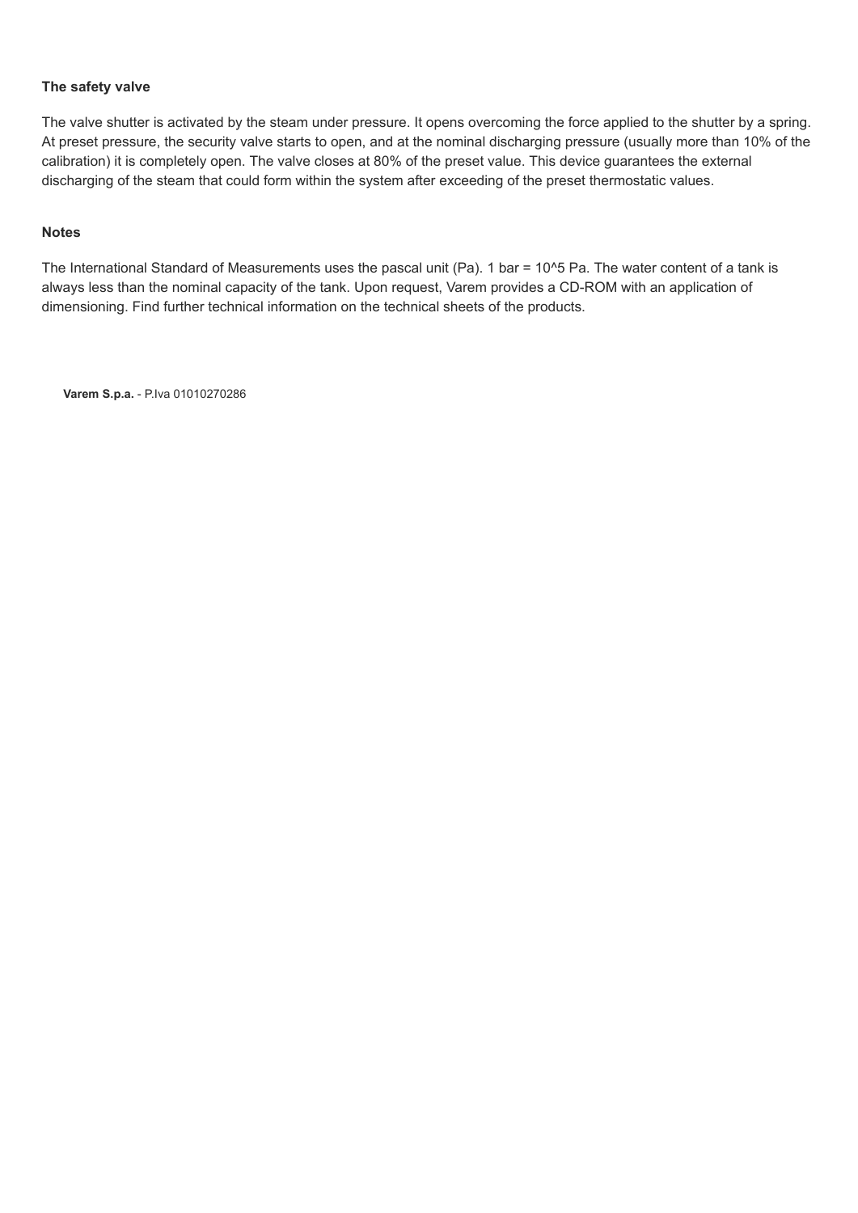### The safety valve

The valve shutter is activated by the steam under pressure. It opens overcoming the force applied to the shutter by a spring. At preset pressure, the security valve starts to open, and at the nominal discharging pressure (usually more than 10% of the calibration) it is completely open. The valve closes at 80% of the preset value. This device guarantees the external discharging of the steam that could form within the system after exceeding of the preset thermostatic values.

### Notes

The International Standard of Measurements uses the pascal unit (Pa). 1 bar = $10^5$ Pa. The water content of a tank is always less than the nominal capacity of the tank. Upon request, Varem provides a CD-ROM with an application of dimensioning. Find further technical information on the technical sheets of the products.

**Varem S.p.a.** - P.Iva 01010270286